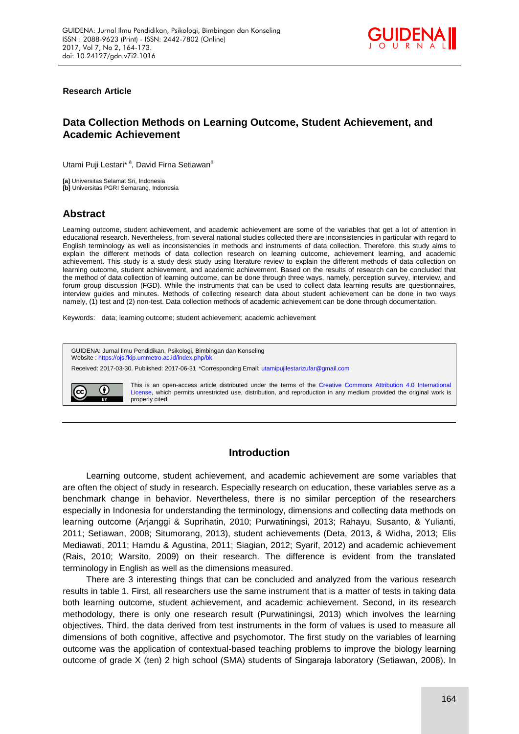**Research Article**

# Data Collection Methods on Learning Outcome, Student Achievement, and Academic Achievement

Utami Puji Lestari*[a], David Firna Setiawan[b]

**[a]** Universitas Selamat Sri, Indonesia
**[b]** Universitas PGRI Semarang, Indonesia

## Abstract

Learning outcome, student achievement, and academic achievement are some of the variables that get a lot of attention in educational research. Nevertheless, from several national studies collected there are inconsistencies in particular with regard to English terminology as well as inconsistencies in methods and instruments of data collection. Therefore, this study aims to explain the different methods of data collection research on learning outcome, achievement learning, and academic achievement. This study is a study desk study using literature review to explain the different methods of data collection on learning outcome, student achievement, and academic achievement. Based on the results of research can be concluded that the method of data collection of learning outcome, can be done through three ways, namely, perception survey, interview, and forum group discussion (FGD). While the instruments that can be used to collect data learning results are questionnaires, interview guides and minutes. Methods of collecting research data about student achievement can be done in two ways namely, (1) test and (2) non-test. Data collection methods of academic achievement can be done through documentation.

Keywords: data; learning outcome; student achievement; academic achievement

GUIDENA: Jurnal Ilmu Pendidikan, Psikologi, Bimbingan dan Konseling
Website : https://ojs.fkip.ummetro.ac.id/index.php/bk

Received: 2017-03-30. Published: 2017-06-31 *Corresponding Email: utamipujilestarizufar@gmail.com

This is an open-access article distributed under the terms of the Creative Commons Attribution 4.0 International License, which permits unrestricted use, distribution, and reproduction in any medium provided the original work is properly cited.

## Introduction

Learning outcome, student achievement, and academic achievement are some variables that are often the object of study in research. Especially research on education, these variables serve as a benchmark change in behavior. Nevertheless, there is no similar perception of the researchers especially in Indonesia for understanding the terminology, dimensions and collecting data methods on learning outcome (Arjanggi & Suprihatin, 2010; Purwatiningsi, 2013; Rahayu, Susanto, & Yulianti, 2011; Setiawan, 2008; Situmorang, 2013), student achievements (Deta, 2013, & Widha, 2013; Elis Mediawati, 2011; Hamdu & Agustina, 2011; Siagian, 2012; Syarif, 2012) and academic achievement (Rais, 2010; Warsito, 2009) on their research. The difference is evident from the translated terminology in English as well as the dimensions measured.

There are 3 interesting things that can be concluded and analyzed from the various research results in table 1. First, all researchers use the same instrument that is a matter of tests in taking data both learning outcome, student achievement, and academic achievement. Second, in its research methodology, there is only one research result (Purwatiningsi, 2013) which involves the learning objectives. Third, the data derived from test instruments in the form of values is used to measure all dimensions of both cognitive, affective and psychomotor. The first study on the variables of learning outcome was the application of contextual-based teaching problems to improve the biology learning outcome of grade X (ten) 2 high school (SMA) students of Singaraja laboratory (Setiawan, 2008). In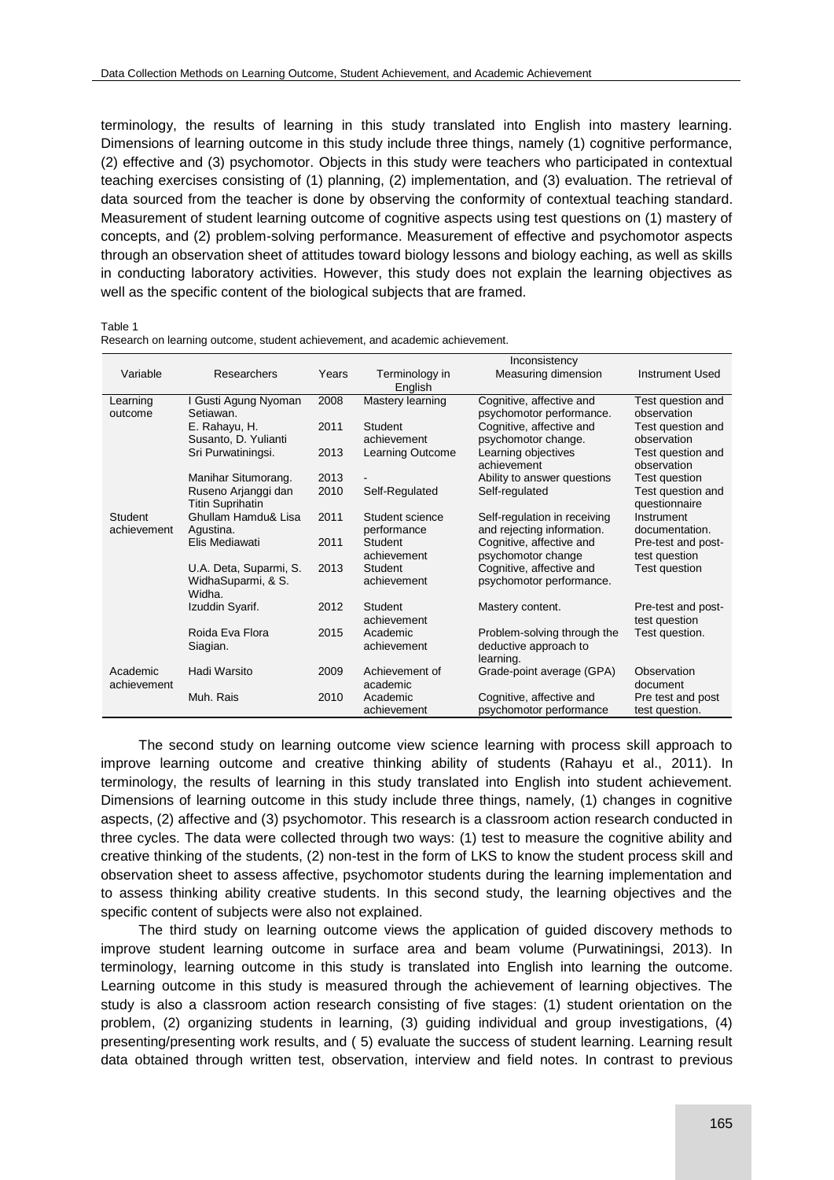terminology, the results of learning in this study translated into English into mastery learning. Dimensions of learning outcome in this study include three things, namely (1) cognitive performance, (2) effective and (3) psychomotor. Objects in this study were teachers who participated in contextual teaching exercises consisting of (1) planning, (2) implementation, and (3) evaluation. The retrieval of data sourced from the teacher is done by observing the conformity of contextual teaching standard. Measurement of student learning outcome of cognitive aspects using test questions on (1) mastery of concepts, and (2) problem-solving performance. Measurement of effective and psychomotor aspects through an observation sheet of attitudes toward biology lessons and biology eaching, as well as skills in conducting laboratory activities. However, this study does not explain the learning objectives as well as the specific content of the biological subjects that are framed.

Table 1
Research on learning outcome, student achievement, and academic achievement.

| Variable | Researchers | Years | Inconsistency<br>Terminology in English | <br>Measuring dimension | Instrument Used |
|---|---|---|---|---|---|
| Learning outcome | I Gusti Agung Nyoman Setiawan. | 2008 | Mastery learning | Cognitive, affective and psychomotor performance. | Test question and observation |
| | E. Rahayu, H. Susanto, D. Yulianti | 2011 | Student achievement | Cognitive, affective and psychomotor change. | Test question and observation |
| | Sri Purwatiningsi. | 2013 | Learning Outcome | Learning objectives achievement | Test question and observation |
| | Manihar Situmorang. | 2013 | - | Ability to answer questions | Test question |
| | Ruseno Arjanggi dan Titin Suprihatin | 2010 | Self-Regulated | Self-regulated | Test question and questionnaire |
| Student achievement | Ghullam Hamdu& Lisa Agustina. | 2011 | Student science performance | Self-regulation in receiving and rejecting information. | Instrument documentation. |
| | Elis Mediawati | 2011 | Student achievement | Cognitive, affective and psychomotor change | Pre-test and post-test question |
| | U.A. Deta, Suparmi, S. WidhaSuparmi, & S. Widha. | 2013 | Student achievement | Cognitive, affective and psychomotor performance. | Test question |
| | Izuddin Syarif. | 2012 | Student achievement | Mastery content. | Pre-test and post-test question |
| | Roida Eva Flora Siagian. | 2015 | Academic achievement | Problem-solving through the deductive approach to learning. | Test question. |
| Academic achievement | Hadi Warsito | 2009 | Achievement of academic | Grade-point average (GPA) | Observation document |
| | Muh. Rais | 2010 | Academic achievement | Cognitive, affective and psychomotor performance | Pre test and post test question. |

The second study on learning outcome view science learning with process skill approach to improve learning outcome and creative thinking ability of students (Rahayu et al., 2011). In terminology, the results of learning in this study translated into English into student achievement. Dimensions of learning outcome in this study include three things, namely, (1) changes in cognitive aspects, (2) affective and (3) psychomotor. This research is a classroom action research conducted in three cycles. The data were collected through two ways: (1) test to measure the cognitive ability and creative thinking of the students, (2) non-test in the form of LKS to know the student process skill and observation sheet to assess affective, psychomotor students during the learning implementation and to assess thinking ability creative students. In this second study, the learning objectives and the specific content of subjects were also not explained.

The third study on learning outcome views the application of guided discovery methods to improve student learning outcome in surface area and beam volume (Purwatiningsi, 2013). In terminology, learning outcome in this study is translated into English into learning the outcome. Learning outcome in this study is measured through the achievement of learning objectives. The study is also a classroom action research consisting of five stages: (1) student orientation on the problem, (2) organizing students in learning, (3) guiding individual and group investigations, (4) presenting/presenting work results, and ( 5) evaluate the success of student learning. Learning result data obtained through written test, observation, interview and field notes. In contrast to previous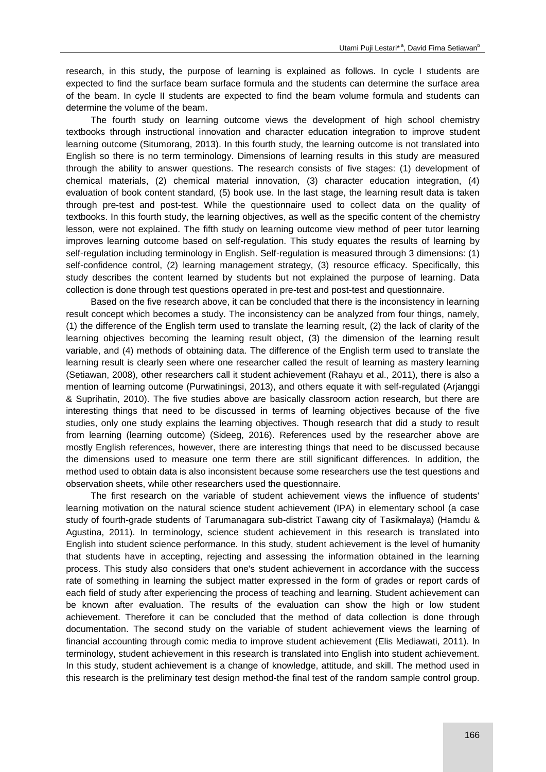research, in this study, the purpose of learning is explained as follows. In cycle I students are expected to find the surface beam surface formula and the students can determine the surface area of the beam. In cycle II students are expected to find the beam volume formula and students can determine the volume of the beam.

The fourth study on learning outcome views the development of high school chemistry textbooks through instructional innovation and character education integration to improve student learning outcome (Situmorang, 2013). In this fourth study, the learning outcome is not translated into English so there is no term terminology. Dimensions of learning results in this study are measured through the ability to answer questions. The research consists of five stages: (1) development of chemical materials, (2) chemical material innovation, (3) character education integration, (4) evaluation of book content standard, (5) book use. In the last stage, the learning result data is taken through pre-test and post-test. While the questionnaire used to collect data on the quality of textbooks. In this fourth study, the learning objectives, as well as the specific content of the chemistry lesson, were not explained. The fifth study on learning outcome view method of peer tutor learning improves learning outcome based on self-regulation. This study equates the results of learning by self-regulation including terminology in English. Self-regulation is measured through 3 dimensions: (1) self-confidence control, (2) learning management strategy, (3) resource efficacy. Specifically, this study describes the content learned by students but not explained the purpose of learning. Data collection is done through test questions operated in pre-test and post-test and questionnaire.

Based on the five research above, it can be concluded that there is the inconsistency in learning result concept which becomes a study. The inconsistency can be analyzed from four things, namely, (1) the difference of the English term used to translate the learning result, (2) the lack of clarity of the learning objectives becoming the learning result object, (3) the dimension of the learning result variable, and (4) methods of obtaining data. The difference of the English term used to translate the learning result is clearly seen where one researcher called the result of learning as mastery learning (Setiawan, 2008), other researchers call it student achievement (Rahayu et al., 2011), there is also a mention of learning outcome (Purwatiningsi, 2013), and others equate it with self-regulated (Arjanggi & Suprihatin, 2010). The five studies above are basically classroom action research, but there are interesting things that need to be discussed in terms of learning objectives because of the five studies, only one study explains the learning objectives. Though research that did a study to result from learning (learning outcome) (Sideeg, 2016). References used by the researcher above are mostly English references, however, there are interesting things that need to be discussed because the dimensions used to measure one term there are still significant differences. In addition, the method used to obtain data is also inconsistent because some researchers use the test questions and observation sheets, while other researchers used the questionnaire.

The first research on the variable of student achievement views the influence of students' learning motivation on the natural science student achievement (IPA) in elementary school (a case study of fourth-grade students of Tarumanagara sub-district Tawang city of Tasikmalaya) (Hamdu & Agustina, 2011). In terminology, science student achievement in this research is translated into English into student science performance. In this study, student achievement is the level of humanity that students have in accepting, rejecting and assessing the information obtained in the learning process. This study also considers that one's student achievement in accordance with the success rate of something in learning the subject matter expressed in the form of grades or report cards of each field of study after experiencing the process of teaching and learning. Student achievement can be known after evaluation. The results of the evaluation can show the high or low student achievement. Therefore it can be concluded that the method of data collection is done through documentation. The second study on the variable of student achievement views the learning of financial accounting through comic media to improve student achievement (Elis Mediawati, 2011). In terminology, student achievement in this research is translated into English into student achievement. In this study, student achievement is a change of knowledge, attitude, and skill. The method used in this research is the preliminary test design method-the final test of the random sample control group.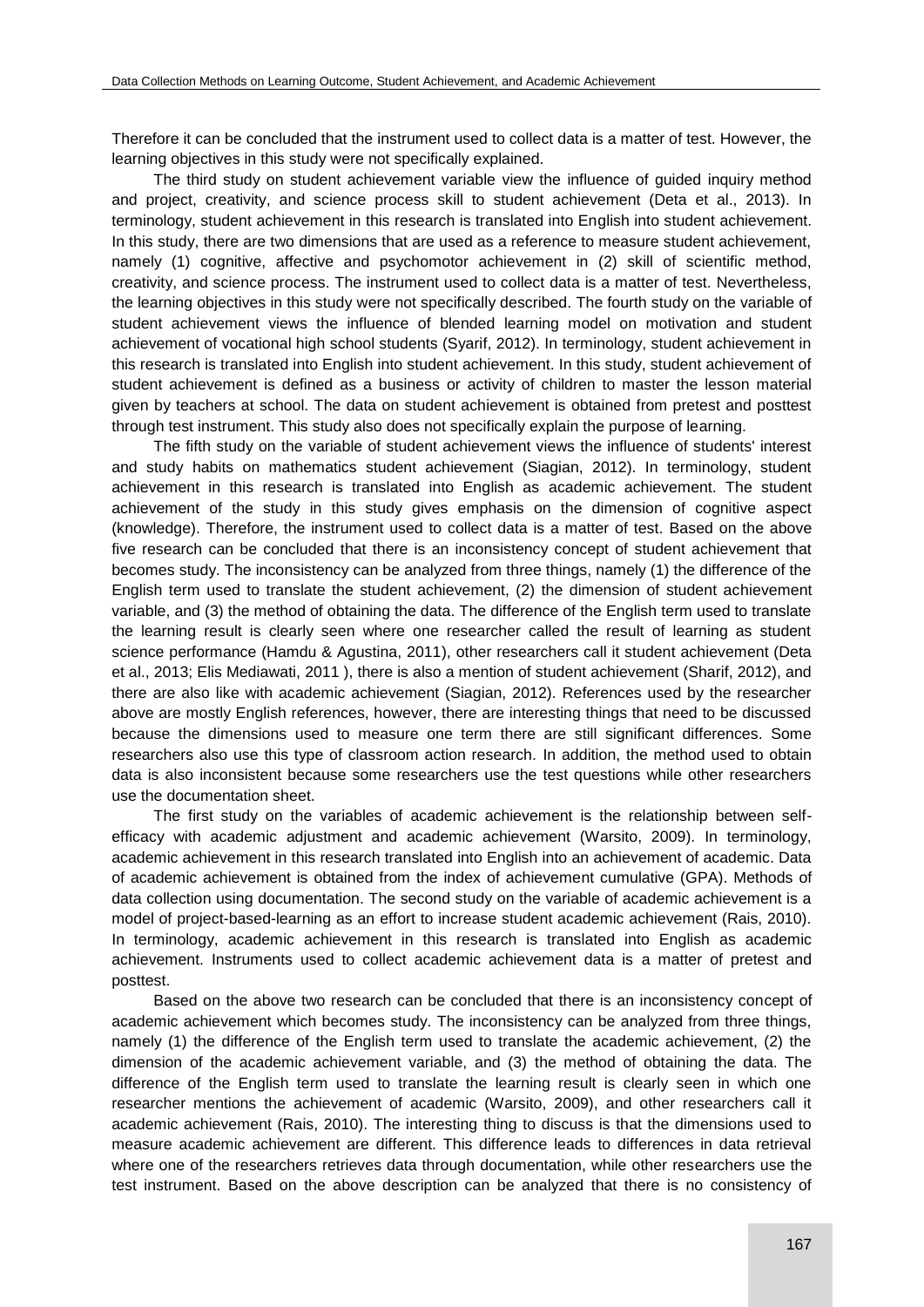Therefore it can be concluded that the instrument used to collect data is a matter of test. However, the learning objectives in this study were not specifically explained.

The third study on student achievement variable view the influence of guided inquiry method and project, creativity, and science process skill to student achievement (Deta et al., 2013). In terminology, student achievement in this research is translated into English into student achievement. In this study, there are two dimensions that are used as a reference to measure student achievement, namely (1) cognitive, affective and psychomotor achievement in (2) skill of scientific method, creativity, and science process. The instrument used to collect data is a matter of test. Nevertheless, the learning objectives in this study were not specifically described. The fourth study on the variable of student achievement views the influence of blended learning model on motivation and student achievement of vocational high school students (Syarif, 2012). In terminology, student achievement in this research is translated into English into student achievement. In this study, student achievement of student achievement is defined as a business or activity of children to master the lesson material given by teachers at school. The data on student achievement is obtained from pretest and posttest through test instrument. This study also does not specifically explain the purpose of learning.

The fifth study on the variable of student achievement views the influence of students' interest and study habits on mathematics student achievement (Siagian, 2012). In terminology, student achievement in this research is translated into English as academic achievement. The student achievement of the study in this study gives emphasis on the dimension of cognitive aspect (knowledge). Therefore, the instrument used to collect data is a matter of test. Based on the above five research can be concluded that there is an inconsistency concept of student achievement that becomes study. The inconsistency can be analyzed from three things, namely (1) the difference of the English term used to translate the student achievement, (2) the dimension of student achievement variable, and (3) the method of obtaining the data. The difference of the English term used to translate the learning result is clearly seen where one researcher called the result of learning as student science performance (Hamdu & Agustina, 2011), other researchers call it student achievement (Deta et al., 2013; Elis Mediawati, 2011 ), there is also a mention of student achievement (Sharif, 2012), and there are also like with academic achievement (Siagian, 2012). References used by the researcher above are mostly English references, however, there are interesting things that need to be discussed because the dimensions used to measure one term there are still significant differences. Some researchers also use this type of classroom action research. In addition, the method used to obtain data is also inconsistent because some researchers use the test questions while other researchers use the documentation sheet.

The first study on the variables of academic achievement is the relationship between self-efficacy with academic adjustment and academic achievement (Warsito, 2009). In terminology, academic achievement in this research translated into English into an achievement of academic. Data of academic achievement is obtained from the index of achievement cumulative (GPA). Methods of data collection using documentation. The second study on the variable of academic achievement is a model of project-based-learning as an effort to increase student academic achievement (Rais, 2010). In terminology, academic achievement in this research is translated into English as academic achievement. Instruments used to collect academic achievement data is a matter of pretest and posttest.

Based on the above two research can be concluded that there is an inconsistency concept of academic achievement which becomes study. The inconsistency can be analyzed from three things, namely (1) the difference of the English term used to translate the academic achievement, (2) the dimension of the academic achievement variable, and (3) the method of obtaining the data. The difference of the English term used to translate the learning result is clearly seen in which one researcher mentions the achievement of academic (Warsito, 2009), and other researchers call it academic achievement (Rais, 2010). The interesting thing to discuss is that the dimensions used to measure academic achievement are different. This difference leads to differences in data retrieval where one of the researchers retrieves data through documentation, while other researchers use the test instrument. Based on the above description can be analyzed that there is no consistency of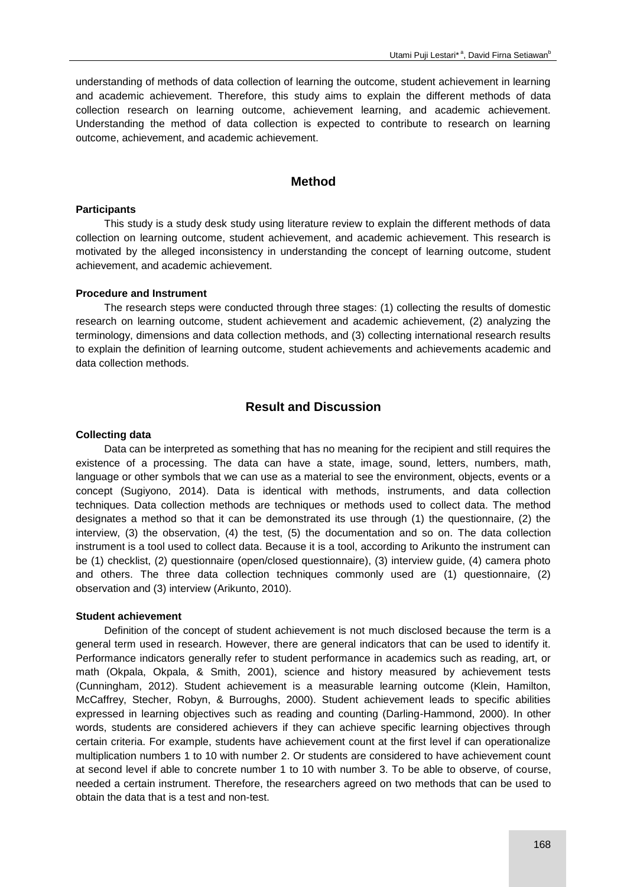understanding of methods of data collection of learning the outcome, student achievement in learning and academic achievement. Therefore, this study aims to explain the different methods of data collection research on learning outcome, achievement learning, and academic achievement. Understanding the method of data collection is expected to contribute to research on learning outcome, achievement, and academic achievement.

## Method

### Participants

This study is a study desk study using literature review to explain the different methods of data collection on learning outcome, student achievement, and academic achievement. This research is motivated by the alleged inconsistency in understanding the concept of learning outcome, student achievement, and academic achievement.

### Procedure and Instrument

The research steps were conducted through three stages: (1) collecting the results of domestic research on learning outcome, student achievement and academic achievement, (2) analyzing the terminology, dimensions and data collection methods, and (3) collecting international research results to explain the definition of learning outcome, student achievements and achievements academic and data collection methods.

## Result and Discussion

### Collecting data

Data can be interpreted as something that has no meaning for the recipient and still requires the existence of a processing. The data can have a state, image, sound, letters, numbers, math, language or other symbols that we can use as a material to see the environment, objects, events or a concept (Sugiyono, 2014). Data is identical with methods, instruments, and data collection techniques. Data collection methods are techniques or methods used to collect data. The method designates a method so that it can be demonstrated its use through (1) the questionnaire, (2) the interview, (3) the observation, (4) the test, (5) the documentation and so on. The data collection instrument is a tool used to collect data. Because it is a tool, according to Arikunto the instrument can be (1) checklist, (2) questionnaire (open/closed questionnaire), (3) interview guide, (4) camera photo and others. The three data collection techniques commonly used are (1) questionnaire, (2) observation and (3) interview (Arikunto, 2010).

### Student achievement

Definition of the concept of student achievement is not much disclosed because the term is a general term used in research. However, there are general indicators that can be used to identify it. Performance indicators generally refer to student performance in academics such as reading, art, or math (Okpala, Okpala, & Smith, 2001), science and history measured by achievement tests (Cunningham, 2012). Student achievement is a measurable learning outcome (Klein, Hamilton, McCaffrey, Stecher, Robyn, & Burroughs, 2000). Student achievement leads to specific abilities expressed in learning objectives such as reading and counting (Darling-Hammond, 2000). In other words, students are considered achievers if they can achieve specific learning objectives through certain criteria. For example, students have achievement count at the first level if can operationalize multiplication numbers 1 to 10 with number 2. Or students are considered to have achievement count at second level if able to concrete number 1 to 10 with number 3. To be able to observe, of course, needed a certain instrument. Therefore, the researchers agreed on two methods that can be used to obtain the data that is a test and non-test.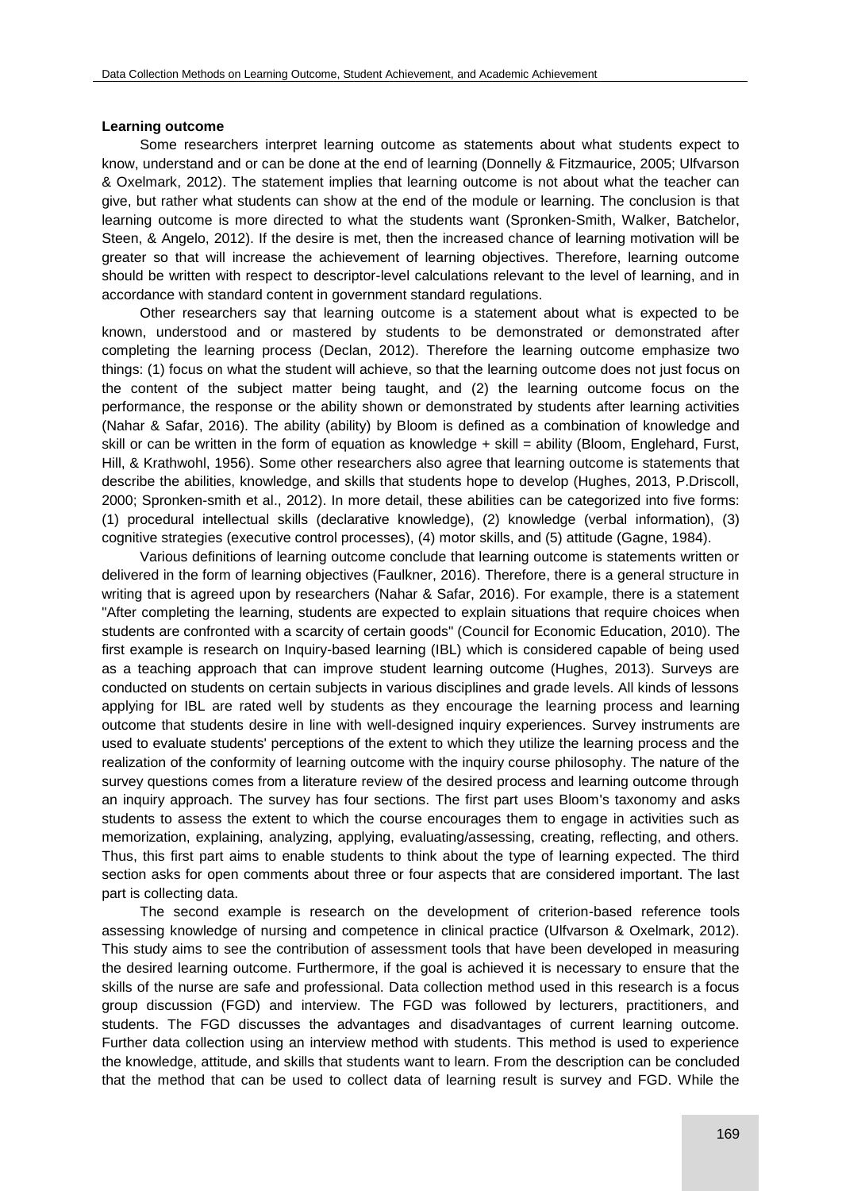### Learning outcome

Some researchers interpret learning outcome as statements about what students expect to know, understand and or can be done at the end of learning (Donnelly & Fitzmaurice, 2005; Ulfvarson & Oxelmark, 2012). The statement implies that learning outcome is not about what the teacher can give, but rather what students can show at the end of the module or learning. The conclusion is that learning outcome is more directed to what the students want (Spronken-Smith, Walker, Batchelor, Steen, & Angelo, 2012). If the desire is met, then the increased chance of learning motivation will be greater so that will increase the achievement of learning objectives. Therefore, learning outcome should be written with respect to descriptor-level calculations relevant to the level of learning, and in accordance with standard content in government standard regulations.

Other researchers say that learning outcome is a statement about what is expected to be known, understood and or mastered by students to be demonstrated or demonstrated after completing the learning process (Declan, 2012). Therefore the learning outcome emphasize two things: (1) focus on what the student will achieve, so that the learning outcome does not just focus on the content of the subject matter being taught, and (2) the learning outcome focus on the performance, the response or the ability shown or demonstrated by students after learning activities (Nahar & Safar, 2016). The ability (ability) by Bloom is defined as a combination of knowledge and skill or can be written in the form of equation as knowledge + skill = ability (Bloom, Englehard, Furst, Hill, & Krathwohl, 1956). Some other researchers also agree that learning outcome is statements that describe the abilities, knowledge, and skills that students hope to develop (Hughes, 2013, P.Driscoll, 2000; Spronken-smith et al., 2012). In more detail, these abilities can be categorized into five forms: (1) procedural intellectual skills (declarative knowledge), (2) knowledge (verbal information), (3) cognitive strategies (executive control processes), (4) motor skills, and (5) attitude (Gagne, 1984).

Various definitions of learning outcome conclude that learning outcome is statements written or delivered in the form of learning objectives (Faulkner, 2016). Therefore, there is a general structure in writing that is agreed upon by researchers (Nahar & Safar, 2016). For example, there is a statement "After completing the learning, students are expected to explain situations that require choices when students are confronted with a scarcity of certain goods" (Council for Economic Education, 2010). The first example is research on Inquiry-based learning (IBL) which is considered capable of being used as a teaching approach that can improve student learning outcome (Hughes, 2013). Surveys are conducted on students on certain subjects in various disciplines and grade levels. All kinds of lessons applying for IBL are rated well by students as they encourage the learning process and learning outcome that students desire in line with well-designed inquiry experiences. Survey instruments are used to evaluate students' perceptions of the extent to which they utilize the learning process and the realization of the conformity of learning outcome with the inquiry course philosophy. The nature of the survey questions comes from a literature review of the desired process and learning outcome through an inquiry approach. The survey has four sections. The first part uses Bloom's taxonomy and asks students to assess the extent to which the course encourages them to engage in activities such as memorization, explaining, analyzing, applying, evaluating/assessing, creating, reflecting, and others. Thus, this first part aims to enable students to think about the type of learning expected. The third section asks for open comments about three or four aspects that are considered important. The last part is collecting data.

The second example is research on the development of criterion-based reference tools assessing knowledge of nursing and competence in clinical practice (Ulfvarson & Oxelmark, 2012). This study aims to see the contribution of assessment tools that have been developed in measuring the desired learning outcome. Furthermore, if the goal is achieved it is necessary to ensure that the skills of the nurse are safe and professional. Data collection method used in this research is a focus group discussion (FGD) and interview. The FGD was followed by lecturers, practitioners, and students. The FGD discusses the advantages and disadvantages of current learning outcome. Further data collection using an interview method with students. This method is used to experience the knowledge, attitude, and skills that students want to learn. From the description can be concluded that the method that can be used to collect data of learning result is survey and FGD. While the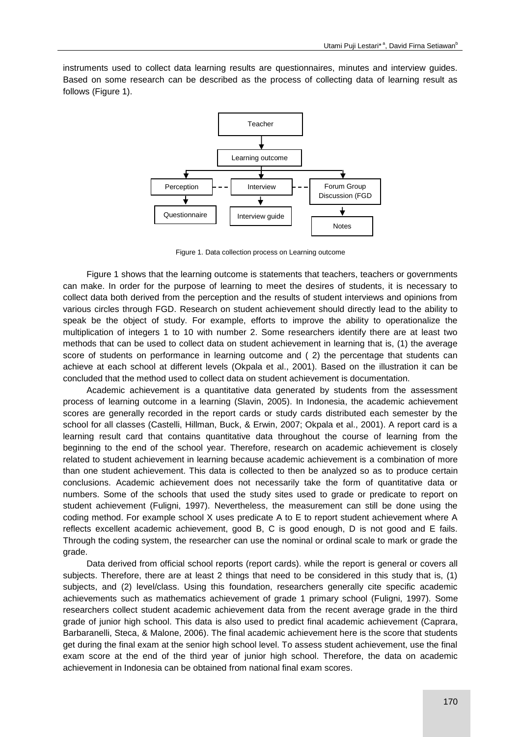instruments used to collect data learning results are questionnaires, minutes and interview guides. Based on some research can be described as the process of collecting data of learning result as follows (Figure 1).

Figure 1. Data collection process on Learning outcome

Figure 1 shows that the learning outcome is statements that teachers, teachers or governments can make. In order for the purpose of learning to meet the desires of students, it is necessary to collect data both derived from the perception and the results of student interviews and opinions from various circles through FGD. Research on student achievement should directly lead to the ability to speak be the object of study. For example, efforts to improve the ability to operationalize the multiplication of integers 1 to 10 with number 2. Some researchers identify there are at least two methods that can be used to collect data on student achievement in learning that is, (1) the average score of students on performance in learning outcome and ( 2) the percentage that students can achieve at each school at different levels (Okpala et al., 2001). Based on the illustration it can be concluded that the method used to collect data on student achievement is documentation.

Academic achievement is a quantitative data generated by students from the assessment process of learning outcome in a learning (Slavin, 2005). In Indonesia, the academic achievement scores are generally recorded in the report cards or study cards distributed each semester by the school for all classes (Castelli, Hillman, Buck, & Erwin, 2007; Okpala et al., 2001). A report card is a learning result card that contains quantitative data throughout the course of learning from the beginning to the end of the school year. Therefore, research on academic achievement is closely related to student achievement in learning because academic achievement is a combination of more than one student achievement. This data is collected to then be analyzed so as to produce certain conclusions. Academic achievement does not necessarily take the form of quantitative data or numbers. Some of the schools that used the study sites used to grade or predicate to report on student achievement (Fuligni, 1997). Nevertheless, the measurement can still be done using the coding method. For example school X uses predicate A to E to report student achievement where A reflects excellent academic achievement, good B, C is good enough, D is not good and E fails. Through the coding system, the researcher can use the nominal or ordinal scale to mark or grade the grade.

Data derived from official school reports (report cards). while the report is general or covers all subjects. Therefore, there are at least 2 things that need to be considered in this study that is, (1) subjects, and (2) level/class. Using this foundation, researchers generally cite specific academic achievements such as mathematics achievement of grade 1 primary school (Fuligni, 1997). Some researchers collect student academic achievement data from the recent average grade in the third grade of junior high school. This data is also used to predict final academic achievement (Caprara, Barbaranelli, Steca, & Malone, 2006). The final academic achievement here is the score that students get during the final exam at the senior high school level. To assess student achievement, use the final exam score at the end of the third year of junior high school. Therefore, the data on academic achievement in Indonesia can be obtained from national final exam scores.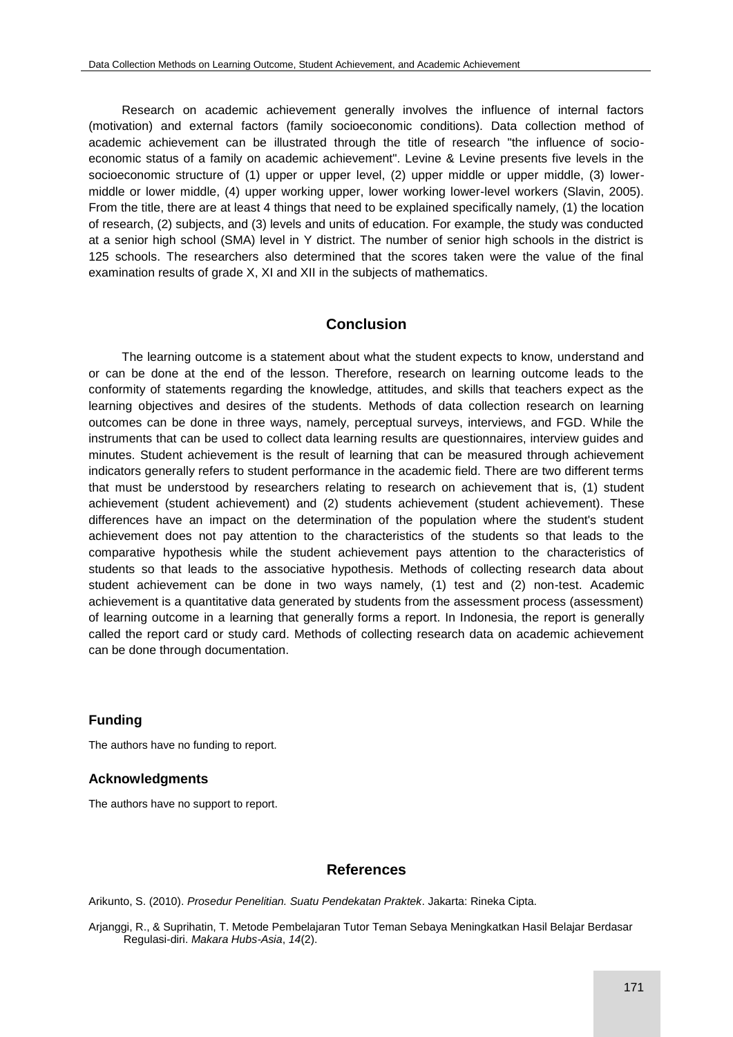Research on academic achievement generally involves the influence of internal factors (motivation) and external factors (family socioeconomic conditions). Data collection method of academic achievement can be illustrated through the title of research "the influence of socio-economic status of a family on academic achievement". Levine & Levine presents five levels in the socioeconomic structure of (1) upper or upper level, (2) upper middle or upper middle, (3) lower-middle or lower middle, (4) upper working upper, lower working lower-level workers (Slavin, 2005). From the title, there are at least 4 things that need to be explained specifically namely, (1) the location of research, (2) subjects, and (3) levels and units of education. For example, the study was conducted at a senior high school (SMA) level in Y district. The number of senior high schools in the district is 125 schools. The researchers also determined that the scores taken were the value of the final examination results of grade X, XI and XII in the subjects of mathematics.

## Conclusion

The learning outcome is a statement about what the student expects to know, understand and or can be done at the end of the lesson. Therefore, research on learning outcome leads to the conformity of statements regarding the knowledge, attitudes, and skills that teachers expect as the learning objectives and desires of the students. Methods of data collection research on learning outcomes can be done in three ways, namely, perceptual surveys, interviews, and FGD. While the instruments that can be used to collect data learning results are questionnaires, interview guides and minutes. Student achievement is the result of learning that can be measured through achievement indicators generally refers to student performance in the academic field. There are two different terms that must be understood by researchers relating to research on achievement that is, (1) student achievement (student achievement) and (2) students achievement (student achievement). These differences have an impact on the determination of the population where the student's student achievement does not pay attention to the characteristics of the students so that leads to the comparative hypothesis while the student achievement pays attention to the characteristics of students so that leads to the associative hypothesis. Methods of collecting research data about student achievement can be done in two ways namely, (1) test and (2) non-test. Academic achievement is a quantitative data generated by students from the assessment process (assessment) of learning outcome in a learning that generally forms a report. In Indonesia, the report is generally called the report card or study card. Methods of collecting research data on academic achievement can be done through documentation.

### Funding

The authors have no funding to report.

### Acknowledgments

The authors have no support to report.

## References

Arikunto, S. (2010). *Prosedur Penelitian. Suatu Pendekatan Praktek*. Jakarta: Rineka Cipta.

Arjanggi, R., & Suprihatin, T. Metode Pembelajaran Tutor Teman Sebaya Meningkatkan Hasil Belajar Berdasar Regulasi-diri. *Makara Hubs-Asia*, *14*(2).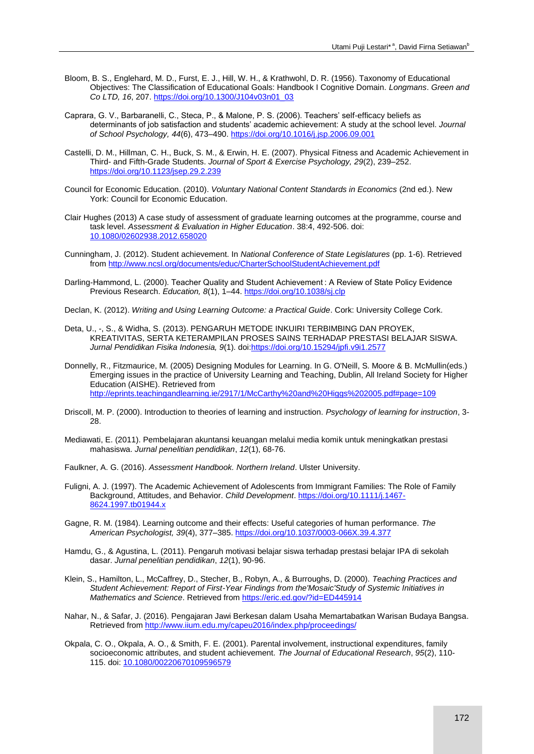Bloom, B. S., Englehard, M. D., Furst, E. J., Hill, W. H., & Krathwohl, D. R. (1956). Taxonomy of Educational Objectives: The Classification of Educational Goals: Handbook I Cognitive Domain. *Longmans*. *Green and Co LTD, 16*, 207. https://doi.org/10.1300/J104v03n01_03

Caprara, G. V., Barbaranelli, C., Steca, P., & Malone, P. S. (2006). Teachers' self-efficacy beliefs as determinants of job satisfaction and students' academic achievement: A study at the school level. *Journal of School Psychology, 44*(6), 473–490. https://doi.org/10.1016/j.jsp.2006.09.001

Castelli, D. M., Hillman, C. H., Buck, S. M., & Erwin, H. E. (2007). Physical Fitness and Academic Achievement in Third- and Fifth-Grade Students. *Journal of Sport & Exercise Psychology, 29*(2), 239–252. https://doi.org/10.1123/jsep.29.2.239

Council for Economic Education. (2010). *Voluntary National Content Standards in Economics* (2nd ed.). New York: Council for Economic Education.

Clair Hughes (2013) A case study of assessment of graduate learning outcomes at the programme, course and task level. *Assessment & Evaluation in Higher Education*. 38:4, 492-506. doi: 10.1080/02602938.2012.658020

Cunningham, J. (2012). Student achievement. In *National Conference of State Legislatures* (pp. 1-6). Retrieved from http://www.ncsl.org/documents/educ/CharterSchoolStudentAchievement.pdf

Darling-Hammond, L. (2000). Teacher Quality and Student Achievement : A Review of State Policy Evidence Previous Research. *Education, 8*(1), 1–44. https://doi.org/10.1038/sj.clp

Declan, K. (2012). *Writing and Using Learning Outcome: a Practical Guide*. Cork: University College Cork.

Deta, U., -, S., & Widha, S. (2013). PENGARUH METODE INKUIRI TERBIMBING DAN PROYEK, KREATIVITAS, SERTA KETERAMPILAN PROSES SAINS TERHADAP PRESTASI BELAJAR SISWA. *Jurnal Pendidikan Fisika Indonesia, 9*(1). doi:https://doi.org/10.15294/jpfi.v9i1.2577

Donnelly, R., Fitzmaurice, M. (2005) Designing Modules for Learning. In G. O'Neill, S. Moore & B. McMullin(eds.) Emerging issues in the practice of University Learning and Teaching, Dublin, All Ireland Society for Higher Education (AISHE). Retrieved from http://eprints.teachingandlearning.ie/2917/1/McCarthy%20and%20Higgs%202005.pdf#page=109

Driscoll, M. P. (2000). Introduction to theories of learning and instruction. *Psychology of learning for instruction*, 3-28.

Mediawati, E. (2011). Pembelajaran akuntansi keuangan melalui media komik untuk meningkatkan prestasi mahasiswa. *Jurnal penelitian pendidikan*, *12*(1), 68-76.

Faulkner, A. G. (2016). *Assessment Handbook. Northern Ireland*. Ulster University.

Fuligni, A. J. (1997). The Academic Achievement of Adolescents from Immigrant Families: The Role of Family Background, Attitudes, and Behavior. *Child Development*. https://doi.org/10.1111/j.1467-8624.1997.tb01944.x

Gagne, R. M. (1984). Learning outcome and their effects: Useful categories of human performance. *The American Psychologist, 39*(4), 377–385. https://doi.org/10.1037/0003-066X.39.4.377

Hamdu, G., & Agustina, L. (2011). Pengaruh motivasi belajar siswa terhadap prestasi belajar IPA di sekolah dasar. *Jurnal penelitian pendidikan*, *12*(1), 90-96.

Klein, S., Hamilton, L., McCaffrey, D., Stecher, B., Robyn, A., & Burroughs, D. (2000). *Teaching Practices and Student Achievement: Report of First-Year Findings from the'Mosaic'Study of Systemic Initiatives in Mathematics and Science*. Retrieved from https://eric.ed.gov/?id=ED445914

Nahar, N., & Safar, J. (2016). Pengajaran Jawi Berkesan dalam Usaha Memartabatkan Warisan Budaya Bangsa. Retrieved from http://www.iium.edu.my/capeu2016/index.php/proceedings/

Okpala, C. O., Okpala, A. O., & Smith, F. E. (2001). Parental involvement, instructional expenditures, family socioeconomic attributes, and student achievement. *The Journal of Educational Research*, *95*(2), 110-115. doi: 10.1080/00220670109596579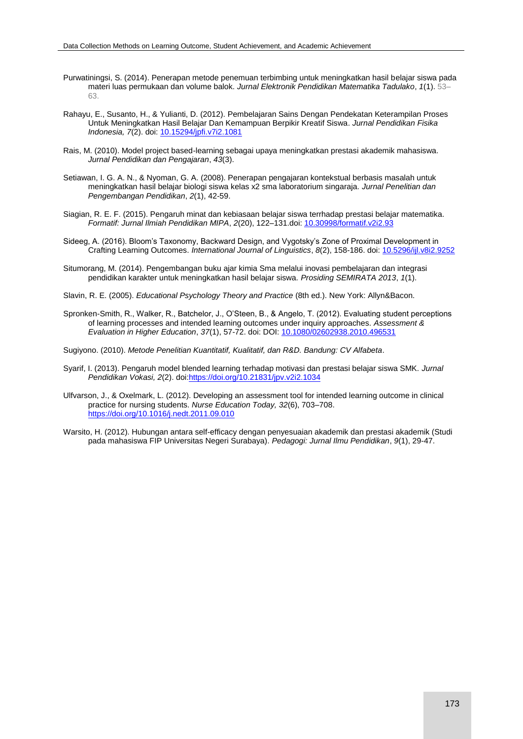Purwatiningsi, S. (2014). Penerapan metode penemuan terbimbing untuk meningkatkan hasil belajar siswa pada materi luas permukaan dan volume balok. *Jurnal Elektronik Pendidikan Matematika Tadulako*, *1*(1). 53–63.

Rahayu, E., Susanto, H., & Yulianti, D. (2012). Pembelajaran Sains Dengan Pendekatan Keterampilan Proses Untuk Meningkatkan Hasil Belajar Dan Kemampuan Berpikir Kreatif Siswa. *Jurnal Pendidikan Fisika Indonesia, 7*(2). doi: 10.15294/jpfi.v7i2.1081

Rais, M. (2010). Model project based-learning sebagai upaya meningkatkan prestasi akademik mahasiswa. *Jurnal Pendidikan dan Pengajaran*, *43*(3).

Setiawan, I. G. A. N., & Nyoman, G. A. (2008). Penerapan pengajaran kontekstual berbasis masalah untuk meningkatkan hasil belajar biologi siswa kelas x2 sma laboratorium singaraja. *Jurnal Penelitian dan Pengembangan Pendidikan*, *2*(1), 42-59.

Siagian, R. E. F. (2015). Pengaruh minat dan kebiasaan belajar siswa terrhadap prestasi belajar matematika. *Formatif: Jurnal Ilmiah Pendidikan MIPA*, *2*(20), 122–131.doi: 10.30998/formatif.v2i2.93

Sideeg, A. (2016). Bloom's Taxonomy, Backward Design, and Vygotsky's Zone of Proximal Development in Crafting Learning Outcomes. *International Journal of Linguistics*, *8*(2), 158-186. doi: 10.5296/ijl.v8i2.9252

Situmorang, M. (2014). Pengembangan buku ajar kimia Sma melalui inovasi pembelajaran dan integrasi pendidikan karakter untuk meningkatkan hasil belajar siswa. *Prosiding SEMIRATA 2013*, *1*(1).

Slavin, R. E. (2005). *Educational Psychology Theory and Practice* (8th ed.). New York: Allyn&Bacon.

Spronken-Smith, R., Walker, R., Batchelor, J., O'Steen, B., & Angelo, T. (2012). Evaluating student perceptions of learning processes and intended learning outcomes under inquiry approaches. *Assessment & Evaluation in Higher Education*, *37*(1), 57-72. doi: DOI: 10.1080/02602938.2010.496531

Sugiyono. (2010). *Metode Penelitian Kuantitatif, Kualitatif, dan R&D. Bandung: CV Alfabeta*.

Syarif, I. (2013). Pengaruh model blended learning terhadap motivasi dan prestasi belajar siswa SMK. *Jurnal Pendidikan Vokasi, 2*(2). doi:https://doi.org/10.21831/jpv.v2i2.1034

Ulfvarson, J., & Oxelmark, L. (2012). Developing an assessment tool for intended learning outcome in clinical practice for nursing students. *Nurse Education Today, 32*(6), 703–708. https://doi.org/10.1016/j.nedt.2011.09.010

Warsito, H. (2012). Hubungan antara self-efficacy dengan penyesuaian akademik dan prestasi akademik (Studi pada mahasiswa FIP Universitas Negeri Surabaya). *Pedagogi: Jurnal Ilmu Pendidikan*, *9*(1), 29-47.